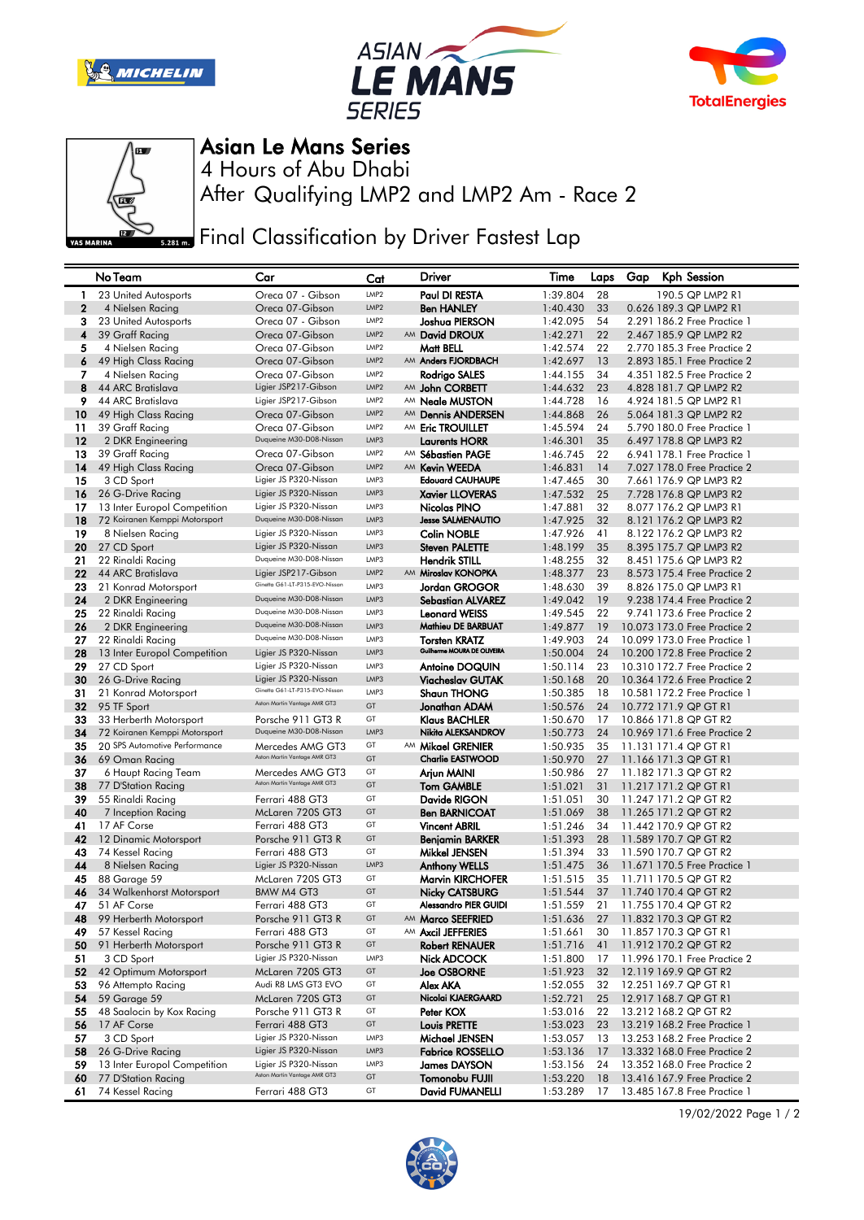# Asian Le Mans Series

4 Hours of Abu Dhabi

After Qualifying LMP2 and LMP2 Am - Race 2

## Final Classification by Driver Fastest Lap

| No | Team | Car | Cat | | Driver | Time | Laps | Gap | Kph | Session |
|---|---|---|---|---|---|---|---|---|---|---|
| 1 | 23 United Autosports | Oreca 07 - Gibson | LMP2 | | Paul DI RESTA | 1:39.804 | 28 | | 190.5 | QP LMP2 R1 |
| 2 | 4 Nielsen Racing | Oreca 07-Gibson | LMP2 | | Ben HANLEY | 1:40.430 | 33 | 0.626 | 189.3 | QP LMP2 R1 |
| 3 | 23 United Autosports | Oreca 07 - Gibson | LMP2 | | Joshua PIERSON | 1:42.095 | 54 | 2.291 | 186.2 | Free Practice 1 |
| 4 | 39 Graff Racing | Oreca 07-Gibson | LMP2 | AM | David DROUX | 1:42.271 | 22 | 2.467 | 185.9 | QP LMP2 R2 |
| 5 | 4 Nielsen Racing | Oreca 07-Gibson | LMP2 | | Matt BELL | 1:42.574 | 22 | 2.770 | 185.3 | Free Practice 2 |
| 6 | 49 High Class Racing | Oreca 07-Gibson | LMP2 | AM | Anders FJORDBACH | 1:42.697 | 13 | 2.893 | 185.1 | Free Practice 2 |
| 7 | 4 Nielsen Racing | Oreca 07-Gibson | LMP2 | | Rodrigo SALES | 1:44.155 | 34 | 4.351 | 182.5 | Free Practice 2 |
| 8 | 44 ARC Bratislava | Ligier JSP217-Gibson | LMP2 | AM | John CORBETT | 1:44.632 | 23 | 4.828 | 181.7 | QP LMP2 R2 |
| 9 | 44 ARC Bratislava | Ligier JSP217-Gibson | LMP2 | AM | Neale MUSTON | 1:44.728 | 16 | 4.924 | 181.5 | QP LMP2 R1 |
| 10 | 49 High Class Racing | Oreca 07-Gibson | LMP2 | AM | Dennis ANDERSEN | 1:44.868 | 26 | 5.064 | 181.3 | QP LMP2 R2 |
| 11 | 39 Graff Racing | Oreca 07-Gibson | LMP2 | AM | Eric TROUILLET | 1:45.594 | 24 | 5.790 | 180.0 | Free Practice 1 |
| 12 | 2 DKR Engineering | Duqueine M30-D08-Nissan | LMP3 | | Laurents HORR | 1:46.301 | 35 | 6.497 | 178.8 | QP LMP3 R2 |
| 13 | 39 Graff Racing | Oreca 07-Gibson | LMP2 | AM | Sébastien PAGE | 1:46.745 | 22 | 6.941 | 178.1 | Free Practice 1 |
| 14 | 49 High Class Racing | Oreca 07-Gibson | LMP2 | AM | Kevin WEEDA | 1:46.831 | 14 | 7.027 | 178.0 | Free Practice 2 |
| 15 | 3 CD Sport | Ligier JS P320-Nissan | LMP3 | | Edouard CAUHAUPE | 1:47.465 | 30 | 7.661 | 176.9 | QP LMP3 R2 |
| 16 | 26 G-Drive Racing | Ligier JS P320-Nissan | LMP3 | | Xavier LLOVERAS | 1:47.532 | 25 | 7.728 | 176.8 | QP LMP3 R2 |
| 17 | 13 Inter Europol Competition | Ligier JS P320-Nissan | LMP3 | | Nicolas PINO | 1:47.881 | 32 | 8.077 | 176.2 | QP LMP3 R1 |
| 18 | 72 Koiranen Kemppi Motorsport | Duqueine M30-D08-Nissan | LMP3 | | Jesse SALMENAUTIO | 1:47.925 | 32 | 8.121 | 176.2 | QP LMP3 R2 |
| 19 | 8 Nielsen Racing | Ligier JS P320-Nissan | LMP3 | | Colin NOBLE | 1:47.926 | 41 | 8.122 | 176.2 | QP LMP3 R2 |
| 20 | 27 CD Sport | Ligier JS P320-Nissan | LMP3 | | Steven PALETTE | 1:48.199 | 35 | 8.395 | 175.7 | QP LMP3 R2 |
| 21 | 22 Rinaldi Racing | Duqueine M30-D08-Nissan | LMP3 | | Hendrik STILL | 1:48.255 | 32 | 8.451 | 175.6 | QP LMP3 R2 |
| 22 | 44 ARC Bratislava | Ligier JSP217-Gibson | LMP2 | AM | Miroslav KONOPKA | 1:48.377 | 23 | 8.573 | 175.4 | Free Practice 2 |
| 23 | 21 Konrad Motorsport | Ginetta G61-LT-P315-EVO-Nissan | LMP3 | | Jordan GROGOR | 1:48.630 | 39 | 8.826 | 175.0 | QP LMP3 R1 |
| 24 | 2 DKR Engineering | Duqueine M30-D08-Nissan | LMP3 | | Sebastian ALVAREZ | 1:49.042 | 19 | 9.238 | 174.4 | Free Practice 2 |
| 25 | 22 Rinaldi Racing | Duqueine M30-D08-Nissan | LMP3 | | Leonard WEISS | 1:49.545 | 22 | 9.741 | 173.6 | Free Practice 2 |
| 26 | 2 DKR Engineering | Duqueine M30-D08-Nissan | LMP3 | | Mathieu DE BARBUAT | 1:49.877 | 19 | 10.073 | 173.0 | Free Practice 2 |
| 27 | 22 Rinaldi Racing | Duqueine M30-D08-Nissan | LMP3 | | Torsten KRATZ | 1:49.903 | 24 | 10.099 | 173.0 | Free Practice 1 |
| 28 | 13 Inter Europol Competition | Ligier JS P320-Nissan | LMP3 | | Guilherme MOURA DE OLIVEIRA | 1:50.004 | 24 | 10.200 | 172.8 | Free Practice 2 |
| 29 | 27 CD Sport | Ligier JS P320-Nissan | LMP3 | | Antoine DOQUIN | 1:50.114 | 23 | 10.310 | 172.7 | Free Practice 2 |
| 30 | 26 G-Drive Racing | Ligier JS P320-Nissan | LMP3 | | Viacheslav GUTAK | 1:50.168 | 20 | 10.364 | 172.6 | Free Practice 2 |
| 31 | 21 Konrad Motorsport | Ginetta G61-LT-P315-EVO-Nissan | LMP3 | | Shaun THONG | 1:50.385 | 18 | 10.581 | 172.2 | Free Practice 1 |
| 32 | 95 TF Sport | Aston Martin Vantage AMR GT3 | GT | | Jonathan ADAM | 1:50.576 | 24 | 10.772 | 171.9 | QP GT R1 |
| 33 | 33 Herberth Motorsport | Porsche 911 GT3 R | GT | | Klaus BACHLER | 1:50.670 | 17 | 10.866 | 171.8 | QP GT R2 |
| 34 | 72 Koiranen Kemppi Motorsport | Duqueine M30-D08-Nissan | LMP3 | | Nikita ALEKSANDROV | 1:50.773 | 24 | 10.969 | 171.6 | Free Practice 2 |
| 35 | 20 SPS Automotive Performance | Mercedes AMG GT3 | GT | AM | Mikael GRENIER | 1:50.935 | 35 | 11.131 | 171.4 | QP GT R1 |
| 36 | 69 Oman Racing | Aston Martin Vantage AMR GT3 | GT | | Charlie EASTWOOD | 1:50.970 | 27 | 11.166 | 171.3 | QP GT R1 |
| 37 | 6 Haupt Racing Team | Mercedes AMG GT3 | GT | | Arjun MAINI | 1:50.986 | 27 | 11.182 | 171.3 | QP GT R2 |
| 38 | 77 D'Station Racing | Aston Martin Vantage AMR GT3 | GT | | Tom GAMBLE | 1:51.021 | 31 | 11.217 | 171.2 | QP GT R1 |
| 39 | 55 Rinaldi Racing | Ferrari 488 GT3 | GT | | Davide RIGON | 1:51.051 | 30 | 11.247 | 171.2 | QP GT R2 |
| 40 | 7 Inception Racing | McLaren 720S GT3 | GT | | Ben BARNICOAT | 1:51.069 | 38 | 11.265 | 171.2 | QP GT R2 |
| 41 | 17 AF Corse | Ferrari 488 GT3 | GT | | Vincent ABRIL | 1:51.246 | 34 | 11.442 | 170.9 | QP GT R2 |
| 42 | 12 Dinamic Motorsport | Porsche 911 GT3 R | GT | | Benjamin BARKER | 1:51.393 | 28 | 11.589 | 170.7 | QP GT R2 |
| 43 | 74 Kessel Racing | Ferrari 488 GT3 | GT | | Mikkel JENSEN | 1:51.394 | 33 | 11.590 | 170.7 | QP GT R2 |
| 44 | 8 Nielsen Racing | Ligier JS P320-Nissan | LMP3 | | Anthony WELLS | 1:51.475 | 36 | 11.671 | 170.5 | Free Practice 1 |
| 45 | 88 Garage 59 | McLaren 720S GT3 | GT | | Marvin KIRCHOFER | 1:51.515 | 35 | 11.711 | 170.5 | QP GT R2 |
| 46 | 34 Walkenhorst Motorsport | BMW M4 GT3 | GT | | Nicky CATSBURG | 1:51.544 | 37 | 11.740 | 170.4 | QP GT R2 |
| 47 | 51 AF Corse | Ferrari 488 GT3 | GT | | Alessandro PIER GUIDI | 1:51.559 | 21 | 11.755 | 170.4 | QP GT R2 |
| 48 | 99 Herberth Motorsport | Porsche 911 GT3 R | GT | AM | Marco SEEFRIED | 1:51.636 | 27 | 11.832 | 170.3 | QP GT R2 |
| 49 | 57 Kessel Racing | Ferrari 488 GT3 | GT | AM | Axcil JEFFERIES | 1:51.661 | 30 | 11.857 | 170.3 | QP GT R1 |
| 50 | 91 Herberth Motorsport | Porsche 911 GT3 R | GT | | Robert RENAUER | 1:51.716 | 41 | 11.912 | 170.2 | QP GT R2 |
| 51 | 3 CD Sport | Ligier JS P320-Nissan | LMP3 | | Nick ADCOCK | 1:51.800 | 17 | 11.996 | 170.1 | Free Practice 2 |
| 52 | 42 Optimum Motorsport | McLaren 720S GT3 | GT | | Joe OSBORNE | 1:51.923 | 32 | 12.119 | 169.9 | QP GT R2 |
| 53 | 96 Attempto Racing | Audi R8 LMS GT3 EVO | GT | | Alex AKA | 1:52.055 | 32 | 12.251 | 169.7 | QP GT R1 |
| 54 | 59 Garage 59 | McLaren 720S GT3 | GT | | Nicolai KJAERGAARD | 1:52.721 | 25 | 12.917 | 168.7 | QP GT R1 |
| 55 | 48 Saalocin by Kox Racing | Porsche 911 GT3 R | GT | | Peter KOX | 1:53.016 | 22 | 13.212 | 168.2 | QP GT R2 |
| 56 | 17 AF Corse | Ferrari 488 GT3 | GT | | Louis PRETTE | 1:53.023 | 23 | 13.219 | 168.2 | Free Practice 1 |
| 57 | 3 CD Sport | Ligier JS P320-Nissan | LMP3 | | Michael JENSEN | 1:53.057 | 13 | 13.253 | 168.2 | Free Practice 2 |
| 58 | 26 G-Drive Racing | Ligier JS P320-Nissan | LMP3 | | Fabrice ROSSELLO | 1:53.136 | 17 | 13.332 | 168.0 | Free Practice 2 |
| 59 | 13 Inter Europol Competition | Ligier JS P320-Nissan | LMP3 | | James DAYSON | 1:53.156 | 24 | 13.352 | 168.0 | Free Practice 2 |
| 60 | 77 D'Station Racing | Aston Martin Vantage AMR GT3 | GT | | Tomonobu FUJII | 1:53.220 | 18 | 13.416 | 167.9 | Free Practice 2 |
| 61 | 74 Kessel Racing | Ferrari 488 GT3 | GT | | David FUMANELLI | 1:53.289 | 17 | 13.485 | 167.8 | Free Practice 1 |

19/02/2022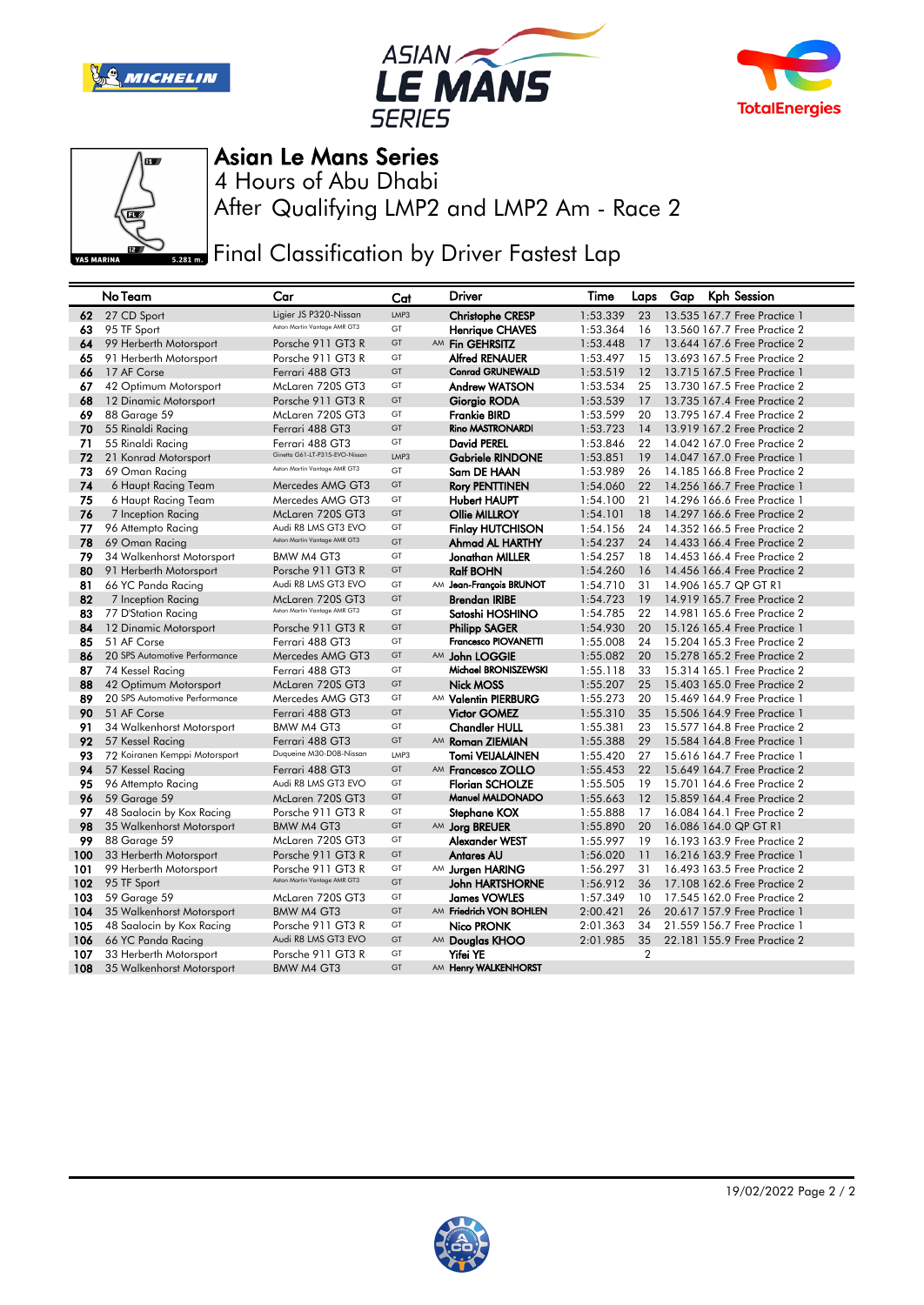# Asian Le Mans Series

4 Hours of Abu Dhabi

After Qualifying LMP2 and LMP2 Am - Race 2

## Final Classification by Driver Fastest Lap

| | No Team | Car | Cat | | Driver | Time | Laps | Gap | Kph | Session |
|---|---|---|---|---|---|---|---|---|---|---|
| 62 | 27 CD Sport | Ligier JS P320-Nissan | LMP3 | | Christophe CRESP | 1:53.339 | 23 | 13.535 | 167.7 | Free Practice 1 |
| 63 | 95 TF Sport | Aston Martin Vantage AMR GT3 | GT | | Henrique CHAVES | 1:53.364 | 16 | 13.560 | 167.7 | Free Practice 2 |
| 64 | 99 Herberth Motorsport | Porsche 911 GT3 R | GT | AM | Fin GEHRSITZ | 1:53.448 | 17 | 13.644 | 167.6 | Free Practice 2 |
| 65 | 91 Herberth Motorsport | Porsche 911 GT3 R | GT | | Alfred RENAUER | 1:53.497 | 15 | 13.693 | 167.5 | Free Practice 2 |
| 66 | 17 AF Corse | Ferrari 488 GT3 | GT | | Conrad GRUNEWALD | 1:53.519 | 12 | 13.715 | 167.5 | Free Practice 1 |
| 67 | 42 Optimum Motorsport | McLaren 720S GT3 | GT | | Andrew WATSON | 1:53.534 | 25 | 13.730 | 167.5 | Free Practice 2 |
| 68 | 12 Dinamic Motorsport | Porsche 911 GT3 R | GT | | Giorgio RODA | 1:53.539 | 17 | 13.735 | 167.4 | Free Practice 2 |
| 69 | 88 Garage 59 | McLaren 720S GT3 | GT | | Frankie BIRD | 1:53.599 | 20 | 13.795 | 167.4 | Free Practice 2 |
| 70 | 55 Rinaldi Racing | Ferrari 488 GT3 | GT | | Rino MASTRONARDI | 1:53.723 | 14 | 13.919 | 167.2 | Free Practice 2 |
| 71 | 55 Rinaldi Racing | Ferrari 488 GT3 | GT | | David PEREL | 1:53.846 | 22 | 14.042 | 167.0 | Free Practice 2 |
| 72 | 21 Konrad Motorsport | Ginetta G61-LT-P315-EVO-Nissan | LMP3 | | Gabriele RINDONE | 1:53.851 | 19 | 14.047 | 167.0 | Free Practice 1 |
| 73 | 69 Oman Racing | Aston Martin Vantage AMR GT3 | GT | | Sam DE HAAN | 1:53.989 | 26 | 14.185 | 166.8 | Free Practice 2 |
| 74 | 6 Haupt Racing Team | Mercedes AMG GT3 | GT | | Rory PENTTINEN | 1:54.060 | 22 | 14.256 | 166.7 | Free Practice 1 |
| 75 | 6 Haupt Racing Team | Mercedes AMG GT3 | GT | | Hubert HAUPT | 1:54.100 | 21 | 14.296 | 166.6 | Free Practice 1 |
| 76 | 7 Inception Racing | McLaren 720S GT3 | GT | | Ollie MILLROY | 1:54.101 | 18 | 14.297 | 166.6 | Free Practice 2 |
| 77 | 96 Attempto Racing | Audi R8 LMS GT3 EVO | GT | | Finlay HUTCHISON | 1:54.156 | 24 | 14.352 | 166.5 | Free Practice 2 |
| 78 | 69 Oman Racing | Aston Martin Vantage AMR GT3 | GT | | Ahmad AL HARTHY | 1:54.237 | 24 | 14.433 | 166.4 | Free Practice 2 |
| 79 | 34 Walkenhorst Motorsport | BMW M4 GT3 | GT | | Jonathan MILLER | 1:54.257 | 18 | 14.453 | 166.4 | Free Practice 2 |
| 80 | 91 Herberth Motorsport | Porsche 911 GT3 R | GT | | Ralf BOHN | 1:54.260 | 16 | 14.456 | 166.4 | Free Practice 2 |
| 81 | 66 YC Panda Racing | Audi R8 LMS GT3 EVO | GT | AM | Jean-François BRUNOT | 1:54.710 | 31 | 14.906 | 165.7 | QP GT R1 |
| 82 | 7 Inception Racing | McLaren 720S GT3 | GT | | Brendan IRIBE | 1:54.723 | 19 | 14.919 | 165.7 | Free Practice 2 |
| 83 | 77 D'Station Racing | Aston Martin Vantage AMR GT3 | GT | | Satoshi HOSHINO | 1:54.785 | 22 | 14.981 | 165.6 | Free Practice 2 |
| 84 | 12 Dinamic Motorsport | Porsche 911 GT3 R | GT | | Philipp SAGER | 1:54.930 | 20 | 15.126 | 165.4 | Free Practice 1 |
| 85 | 51 AF Corse | Ferrari 488 GT3 | GT | | Francesco PIOVANETTI | 1:55.008 | 24 | 15.204 | 165.3 | Free Practice 2 |
| 86 | 20 SPS Automotive Performance | Mercedes AMG GT3 | GT | AM | John LOGGIE | 1:55.082 | 20 | 15.278 | 165.2 | Free Practice 2 |
| 87 | 74 Kessel Racing | Ferrari 488 GT3 | GT | | Michael BRONISZEWSKI | 1:55.118 | 33 | 15.314 | 165.1 | Free Practice 2 |
| 88 | 42 Optimum Motorsport | McLaren 720S GT3 | GT | | Nick MOSS | 1:55.207 | 25 | 15.403 | 165.0 | Free Practice 2 |
| 89 | 20 SPS Automotive Performance | Mercedes AMG GT3 | GT | AM | Valentin PIERBURG | 1:55.273 | 20 | 15.469 | 164.9 | Free Practice 1 |
| 90 | 51 AF Corse | Ferrari 488 GT3 | GT | | Victor GOMEZ | 1:55.310 | 35 | 15.506 | 164.9 | Free Practice 1 |
| 91 | 34 Walkenhorst Motorsport | BMW M4 GT3 | GT | | Chandler HULL | 1:55.381 | 23 | 15.577 | 164.8 | Free Practice 2 |
| 92 | 57 Kessel Racing | Ferrari 488 GT3 | GT | AM | Roman ZIEMIAN | 1:55.388 | 29 | 15.584 | 164.8 | Free Practice 1 |
| 93 | 72 Koiranen Kemppi Motorsport | Duqueine M30-D08-Nissan | LMP3 | | Tomi VEIJALAINEN | 1:55.420 | 27 | 15.616 | 164.7 | Free Practice 1 |
| 94 | 57 Kessel Racing | Ferrari 488 GT3 | GT | AM | Francesco ZOLLO | 1:55.453 | 22 | 15.649 | 164.7 | Free Practice 2 |
| 95 | 96 Attempto Racing | Audi R8 LMS GT3 EVO | GT | | Florian SCHOLZE | 1:55.505 | 19 | 15.701 | 164.6 | Free Practice 2 |
| 96 | 59 Garage 59 | McLaren 720S GT3 | GT | | Manuel MALDONADO | 1:55.663 | 12 | 15.859 | 164.4 | Free Practice 2 |
| 97 | 48 Saalocin by Kox Racing | Porsche 911 GT3 R | GT | | Stephane KOX | 1:55.888 | 17 | 16.084 | 164.1 | Free Practice 2 |
| 98 | 35 Walkenhorst Motorsport | BMW M4 GT3 | GT | AM | Jorg BREUER | 1:55.890 | 20 | 16.086 | 164.0 | QP GT R1 |
| 99 | 88 Garage 59 | McLaren 720S GT3 | GT | | Alexander WEST | 1:55.997 | 19 | 16.193 | 163.9 | Free Practice 2 |
| 100 | 33 Herberth Motorsport | Porsche 911 GT3 R | GT | | Antares AU | 1:56.020 | 11 | 16.216 | 163.9 | Free Practice 1 |
| 101 | 99 Herberth Motorsport | Porsche 911 GT3 R | GT | AM | Jurgen HARING | 1:56.297 | 31 | 16.493 | 163.5 | Free Practice 2 |
| 102 | 95 TF Sport | Aston Martin Vantage AMR GT3 | GT | | John HARTSHORNE | 1:56.912 | 36 | 17.108 | 162.6 | Free Practice 2 |
| 103 | 59 Garage 59 | McLaren 720S GT3 | GT | | James VOWLES | 1:57.349 | 10 | 17.545 | 162.0 | Free Practice 2 |
| 104 | 35 Walkenhorst Motorsport | BMW M4 GT3 | GT | AM | Friedrich VON BOHLEN | 2:00.421 | 26 | 20.617 | 157.9 | Free Practice 2 |
| 105 | 48 Saalocin by Kox Racing | Porsche 911 GT3 R | GT | | Nico PRONK | 2:01.363 | 34 | 21.559 | 156.7 | Free Practice 1 |
| 106 | 66 YC Panda Racing | Audi R8 LMS GT3 EVO | GT | AM | Douglas KHOO | 2:01.985 | 35 | 22.181 | 155.9 | Free Practice 2 |
| 107 | 33 Herberth Motorsport | Porsche 911 GT3 R | GT | | Yifei YE | | 2 | | | |
| 108 | 35 Walkenhorst Motorsport | BMW M4 GT3 | GT | AM | Henry WALKENHORST | | | | | |

19/02/2022